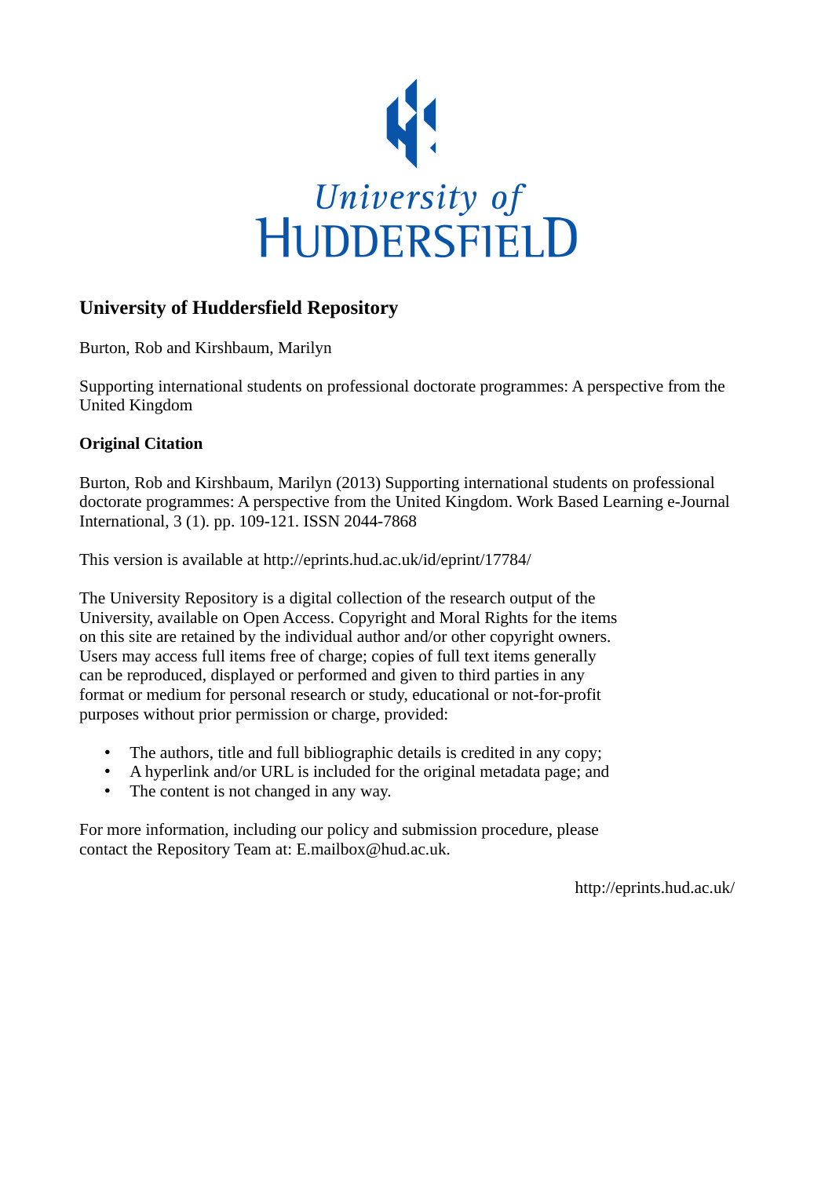# University of Huddersfield Repository

Burton, Rob and Kirshbaum, Marilyn

Supporting international students on professional doctorate programmes: A perspective from the United Kingdom

## Original Citation

Burton, Rob and Kirshbaum, Marilyn (2013) Supporting international students on professional doctorate programmes: A perspective from the United Kingdom. Work Based Learning e-Journal International, 3 (1). pp. 109-121. ISSN 2044-7868

This version is available at http://eprints.hud.ac.uk/id/eprint/17784/

The University Repository is a digital collection of the research output of the University, available on Open Access. Copyright and Moral Rights for the items on this site are retained by the individual author and/or other copyright owners. Users may access full items free of charge; copies of full text items generally can be reproduced, displayed or performed and given to third parties in any format or medium for personal research or study, educational or not-for-profit purposes without prior permission or charge, provided:

- The authors, title and full bibliographic details is credited in any copy;
- A hyperlink and/or URL is included for the original metadata page; and
- The content is not changed in any way.

For more information, including our policy and submission procedure, please contact the Repository Team at: E.mailbox@hud.ac.uk.

http://eprints.hud.ac.uk/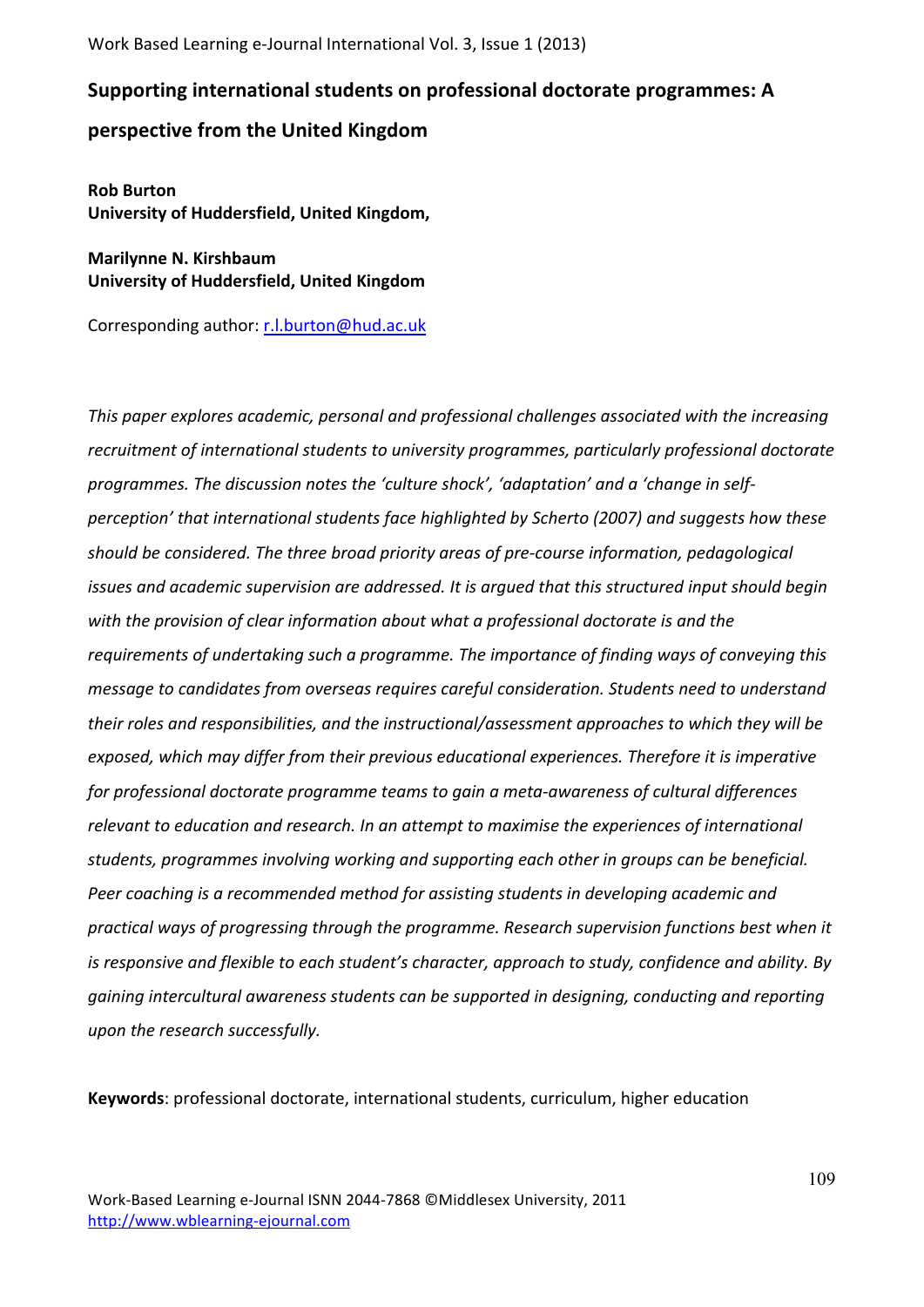# Supporting international students on professional doctorate programmes: A perspective from the United Kingdom

**Rob Burton**
**University of Huddersfield, United Kingdom,**

**Marilynne N. Kirshbaum**
**University of Huddersfield, United Kingdom**

Corresponding author: r.l.burton@hud.ac.uk

*This paper explores academic, personal and professional challenges associated with the increasing recruitment of international students to university programmes, particularly professional doctorate programmes. The discussion notes the 'culture shock', 'adaptation' and a 'change in self-perception' that international students face highlighted by Scherto (2007) and suggests how these should be considered. The three broad priority areas of pre-course information, pedagogical issues and academic supervision are addressed. It is argued that this structured input should begin with the provision of clear information about what a professional doctorate is and the requirements of undertaking such a programme. The importance of finding ways of conveying this message to candidates from overseas requires careful consideration. Students need to understand their roles and responsibilities, and the instructional/assessment approaches to which they will be exposed, which may differ from their previous educational experiences. Therefore it is imperative for professional doctorate programme teams to gain a meta-awareness of cultural differences relevant to education and research. In an attempt to maximise the experiences of international students, programmes involving working and supporting each other in groups can be beneficial. Peer coaching is a recommended method for assisting students in developing academic and practical ways of progressing through the programme. Research supervision functions best when it is responsive and flexible to each student's character, approach to study, confidence and ability. By gaining intercultural awareness students can be supported in designing, conducting and reporting upon the research successfully.*

**Keywords**: professional doctorate, international students, curriculum, higher education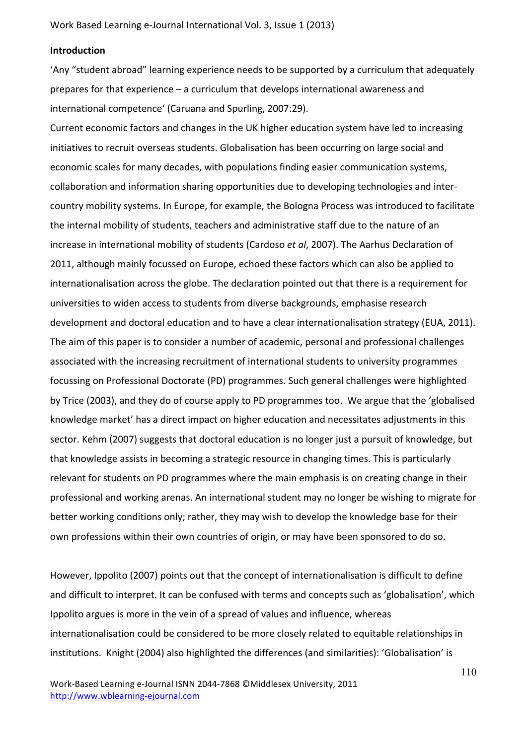**Introduction**

'Any "student abroad" learning experience needs to be supported by a curriculum that adequately prepares for that experience – a curriculum that develops international awareness and international competence' (Caruana and Spurling, 2007:29).

Current economic factors and changes in the UK higher education system have led to increasing initiatives to recruit overseas students. Globalisation has been occurring on large social and economic scales for many decades, with populations finding easier communication systems, collaboration and information sharing opportunities due to developing technologies and inter-country mobility systems. In Europe, for example, the Bologna Process was introduced to facilitate the internal mobility of students, teachers and administrative staff due to the nature of an increase in international mobility of students (Cardoso *et al*, 2007). The Aarhus Declaration of 2011, although mainly focussed on Europe, echoed these factors which can also be applied to internationalisation across the globe. The declaration pointed out that there is a requirement for universities to widen access to students from diverse backgrounds, emphasise research development and doctoral education and to have a clear internationalisation strategy (EUA, 2011). The aim of this paper is to consider a number of academic, personal and professional challenges associated with the increasing recruitment of international students to university programmes focussing on Professional Doctorate (PD) programmes. Such general challenges were highlighted by Trice (2003), and they do of course apply to PD programmes too. We argue that the 'globalised knowledge market' has a direct impact on higher education and necessitates adjustments in this sector. Kehm (2007) suggests that doctoral education is no longer just a pursuit of knowledge, but that knowledge assists in becoming a strategic resource in changing times. This is particularly relevant for students on PD programmes where the main emphasis is on creating change in their professional and working arenas. An international student may no longer be wishing to migrate for better working conditions only; rather, they may wish to develop the knowledge base for their own professions within their own countries of origin, or may have been sponsored to do so.

However, Ippolito (2007) points out that the concept of internationalisation is difficult to define and difficult to interpret. It can be confused with terms and concepts such as 'globalisation', which Ippolito argues is more in the vein of a spread of values and influence, whereas internationalisation could be considered to be more closely related to equitable relationships in institutions. Knight (2004) also highlighted the differences (and similarities): 'Globalisation' is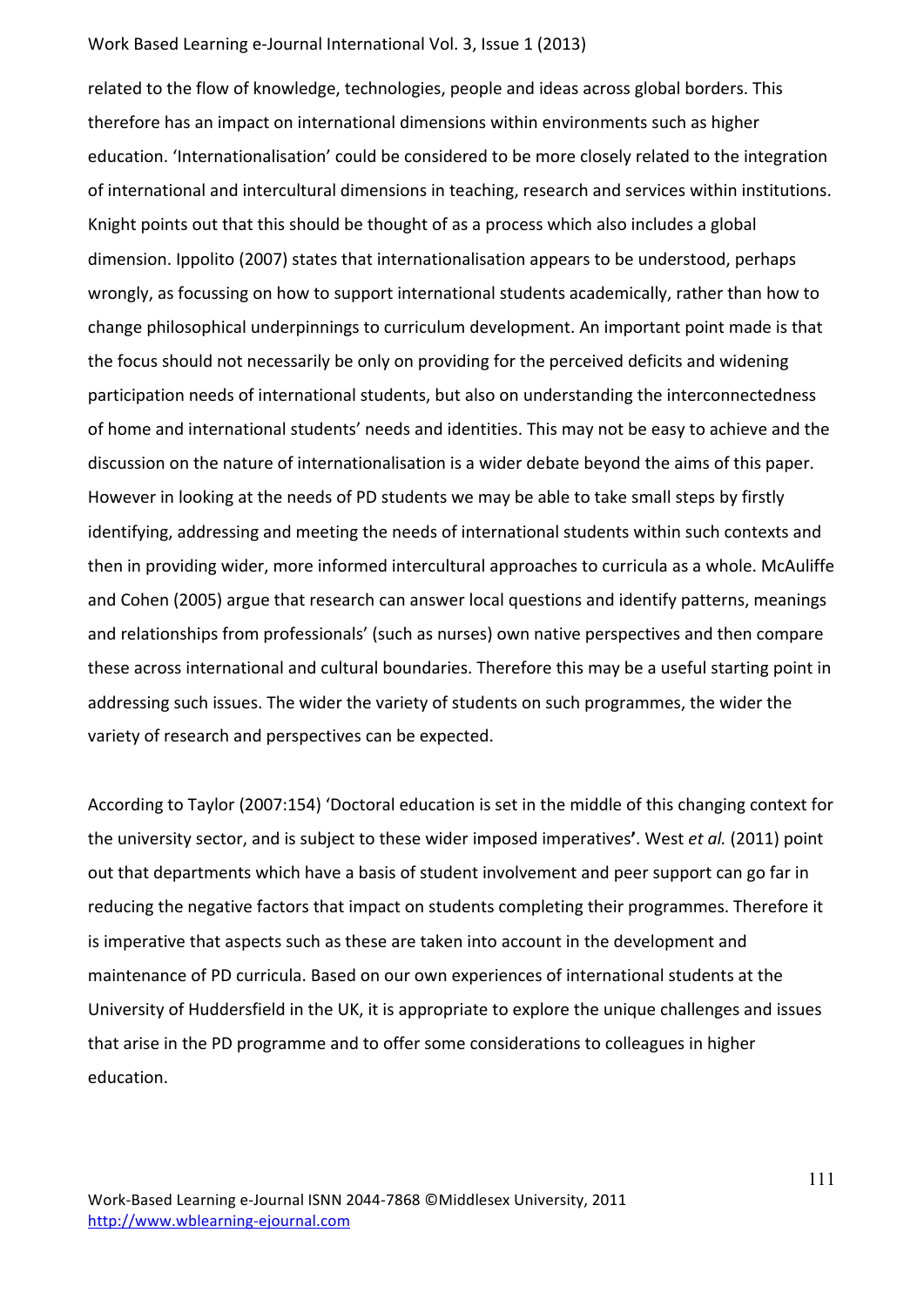related to the flow of knowledge, technologies, people and ideas across global borders. This therefore has an impact on international dimensions within environments such as higher education. 'Internationalisation' could be considered to be more closely related to the integration of international and intercultural dimensions in teaching, research and services within institutions. Knight points out that this should be thought of as a process which also includes a global dimension. Ippolito (2007) states that internationalisation appears to be understood, perhaps wrongly, as focussing on how to support international students academically, rather than how to change philosophical underpinnings to curriculum development. An important point made is that the focus should not necessarily be only on providing for the perceived deficits and widening participation needs of international students, but also on understanding the interconnectedness of home and international students' needs and identities. This may not be easy to achieve and the discussion on the nature of internationalisation is a wider debate beyond the aims of this paper. However in looking at the needs of PD students we may be able to take small steps by firstly identifying, addressing and meeting the needs of international students within such contexts and then in providing wider, more informed intercultural approaches to curricula as a whole. McAuliffe and Cohen (2005) argue that research can answer local questions and identify patterns, meanings and relationships from professionals' (such as nurses) own native perspectives and then compare these across international and cultural boundaries. Therefore this may be a useful starting point in addressing such issues. The wider the variety of students on such programmes, the wider the variety of research and perspectives can be expected.

According to Taylor (2007:154) 'Doctoral education is set in the middle of this changing context for the university sector, and is subject to these wider imposed imperatives**'**. West *et al.* (2011) point out that departments which have a basis of student involvement and peer support can go far in reducing the negative factors that impact on students completing their programmes. Therefore it is imperative that aspects such as these are taken into account in the development and maintenance of PD curricula. Based on our own experiences of international students at the University of Huddersfield in the UK, it is appropriate to explore the unique challenges and issues that arise in the PD programme and to offer some considerations to colleagues in higher education.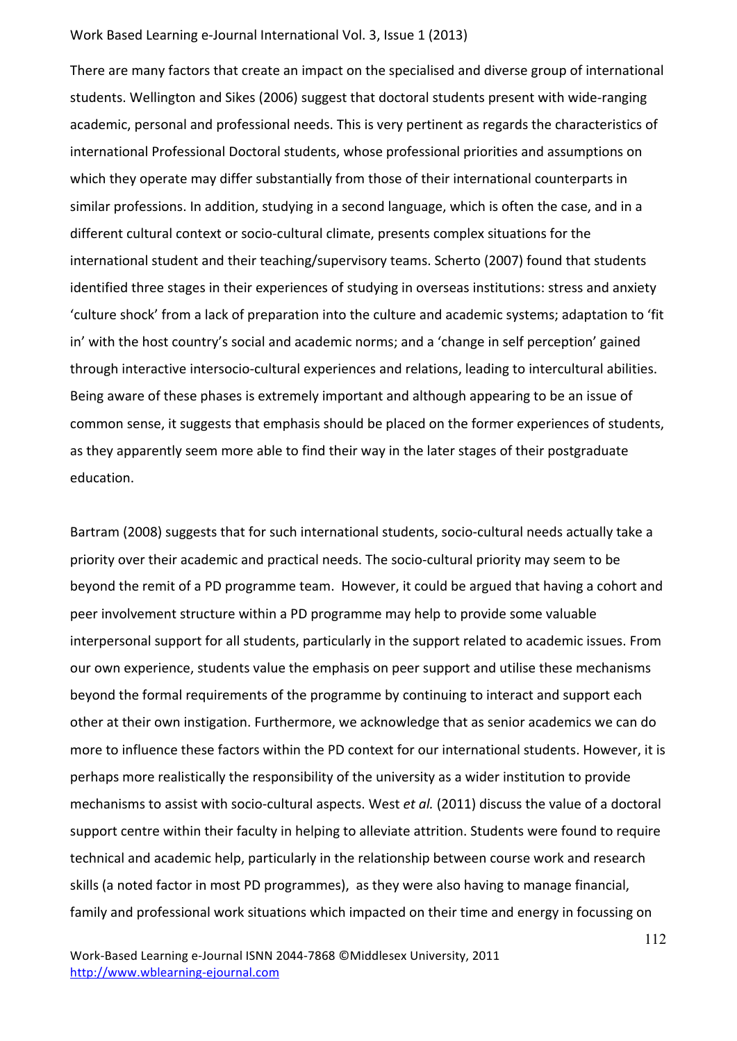There are many factors that create an impact on the specialised and diverse group of international students. Wellington and Sikes (2006) suggest that doctoral students present with wide-ranging academic, personal and professional needs. This is very pertinent as regards the characteristics of international Professional Doctoral students, whose professional priorities and assumptions on which they operate may differ substantially from those of their international counterparts in similar professions. In addition, studying in a second language, which is often the case, and in a different cultural context or socio-cultural climate, presents complex situations for the international student and their teaching/supervisory teams. Scherto (2007) found that students identified three stages in their experiences of studying in overseas institutions: stress and anxiety 'culture shock' from a lack of preparation into the culture and academic systems; adaptation to 'fit in' with the host country's social and academic norms; and a 'change in self perception' gained through interactive intersocio-cultural experiences and relations, leading to intercultural abilities. Being aware of these phases is extremely important and although appearing to be an issue of common sense, it suggests that emphasis should be placed on the former experiences of students, as they apparently seem more able to find their way in the later stages of their postgraduate education.

Bartram (2008) suggests that for such international students, socio-cultural needs actually take a priority over their academic and practical needs. The socio-cultural priority may seem to be beyond the remit of a PD programme team. However, it could be argued that having a cohort and peer involvement structure within a PD programme may help to provide some valuable interpersonal support for all students, particularly in the support related to academic issues. From our own experience, students value the emphasis on peer support and utilise these mechanisms beyond the formal requirements of the programme by continuing to interact and support each other at their own instigation. Furthermore, we acknowledge that as senior academics we can do more to influence these factors within the PD context for our international students. However, it is perhaps more realistically the responsibility of the university as a wider institution to provide mechanisms to assist with socio-cultural aspects. West *et al.* (2011) discuss the value of a doctoral support centre within their faculty in helping to alleviate attrition. Students were found to require technical and academic help, particularly in the relationship between course work and research skills (a noted factor in most PD programmes), as they were also having to manage financial, family and professional work situations which impacted on their time and energy in focussing on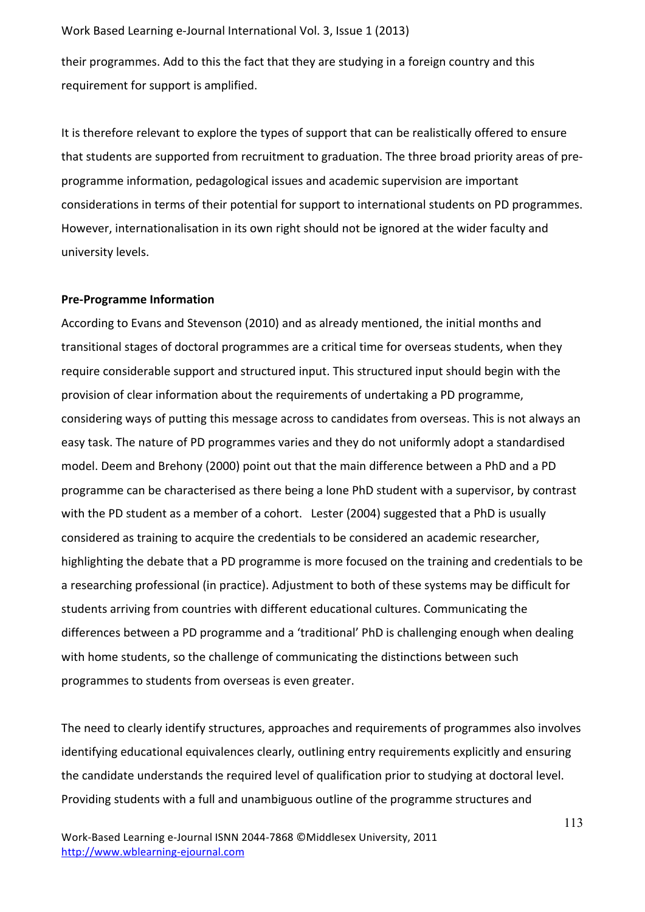their programmes. Add to this the fact that they are studying in a foreign country and this requirement for support is amplified.

It is therefore relevant to explore the types of support that can be realistically offered to ensure that students are supported from recruitment to graduation. The three broad priority areas of pre-programme information, pedagological issues and academic supervision are important considerations in terms of their potential for support to international students on PD programmes. However, internationalisation in its own right should not be ignored at the wider faculty and university levels.

**Pre-Programme Information**

According to Evans and Stevenson (2010) and as already mentioned, the initial months and transitional stages of doctoral programmes are a critical time for overseas students, when they require considerable support and structured input. This structured input should begin with the provision of clear information about the requirements of undertaking a PD programme, considering ways of putting this message across to candidates from overseas. This is not always an easy task. The nature of PD programmes varies and they do not uniformly adopt a standardised model. Deem and Brehony (2000) point out that the main difference between a PhD and a PD programme can be characterised as there being a lone PhD student with a supervisor, by contrast with the PD student as a member of a cohort. Lester (2004) suggested that a PhD is usually considered as training to acquire the credentials to be considered an academic researcher, highlighting the debate that a PD programme is more focused on the training and credentials to be a researching professional (in practice). Adjustment to both of these systems may be difficult for students arriving from countries with different educational cultures. Communicating the differences between a PD programme and a 'traditional' PhD is challenging enough when dealing with home students, so the challenge of communicating the distinctions between such programmes to students from overseas is even greater.

The need to clearly identify structures, approaches and requirements of programmes also involves identifying educational equivalences clearly, outlining entry requirements explicitly and ensuring the candidate understands the required level of qualification prior to studying at doctoral level. Providing students with a full and unambiguous outline of the programme structures and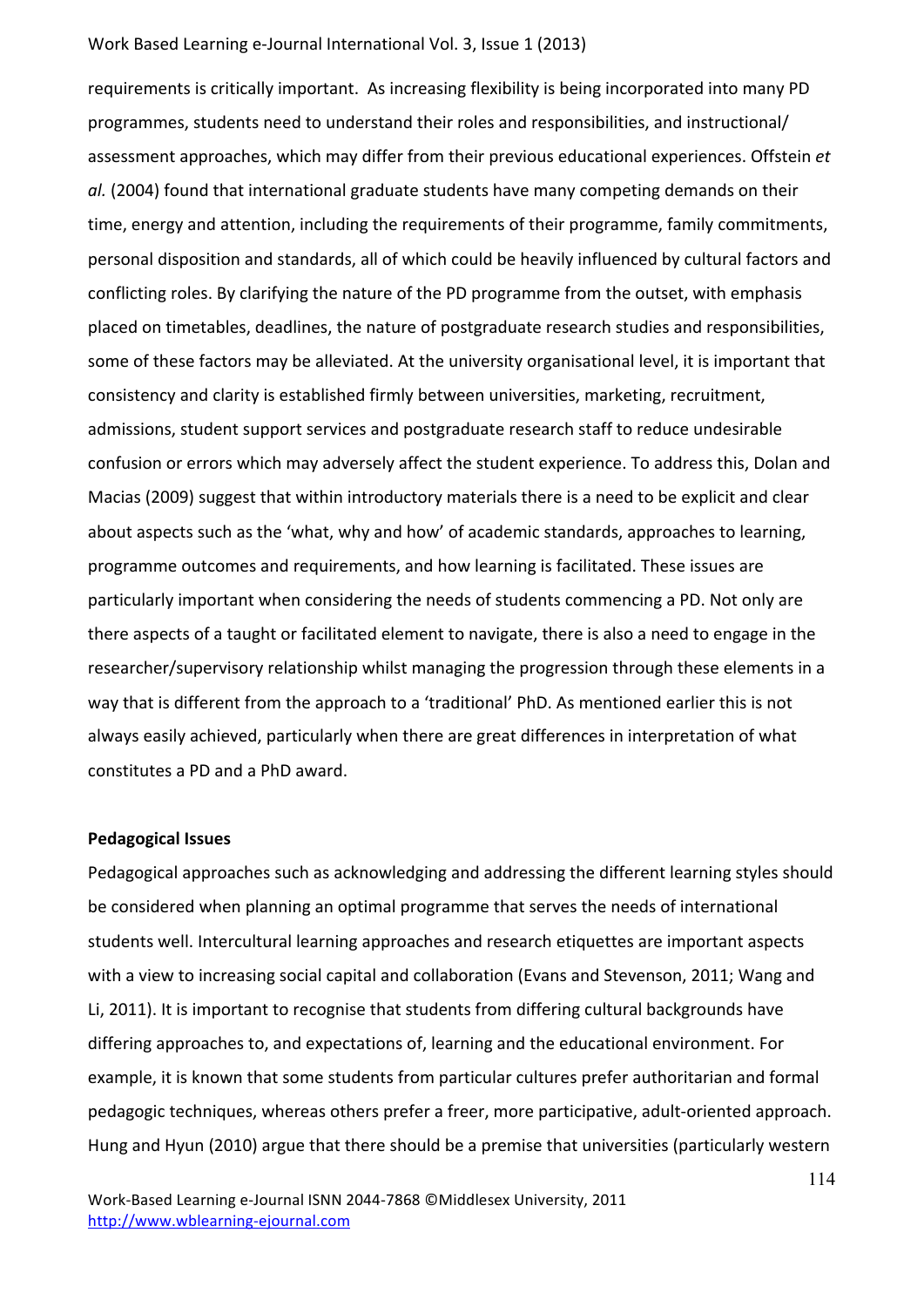requirements is critically important. As increasing flexibility is being incorporated into many PD programmes, students need to understand their roles and responsibilities, and instructional/ assessment approaches, which may differ from their previous educational experiences. Offstein *et al.* (2004) found that international graduate students have many competing demands on their time, energy and attention, including the requirements of their programme, family commitments, personal disposition and standards, all of which could be heavily influenced by cultural factors and conflicting roles. By clarifying the nature of the PD programme from the outset, with emphasis placed on timetables, deadlines, the nature of postgraduate research studies and responsibilities, some of these factors may be alleviated. At the university organisational level, it is important that consistency and clarity is established firmly between universities, marketing, recruitment, admissions, student support services and postgraduate research staff to reduce undesirable confusion or errors which may adversely affect the student experience. To address this, Dolan and Macias (2009) suggest that within introductory materials there is a need to be explicit and clear about aspects such as the 'what, why and how' of academic standards, approaches to learning, programme outcomes and requirements, and how learning is facilitated. These issues are particularly important when considering the needs of students commencing a PD. Not only are there aspects of a taught or facilitated element to navigate, there is also a need to engage in the researcher/supervisory relationship whilst managing the progression through these elements in a way that is different from the approach to a 'traditional' PhD. As mentioned earlier this is not always easily achieved, particularly when there are great differences in interpretation of what constitutes a PD and a PhD award.

**Pedagogical Issues**

Pedagogical approaches such as acknowledging and addressing the different learning styles should be considered when planning an optimal programme that serves the needs of international students well. Intercultural learning approaches and research etiquettes are important aspects with a view to increasing social capital and collaboration (Evans and Stevenson, 2011; Wang and Li, 2011). It is important to recognise that students from differing cultural backgrounds have differing approaches to, and expectations of, learning and the educational environment. For example, it is known that some students from particular cultures prefer authoritarian and formal pedagogic techniques, whereas others prefer a freer, more participative, adult-oriented approach. Hung and Hyun (2010) argue that there should be a premise that universities (particularly western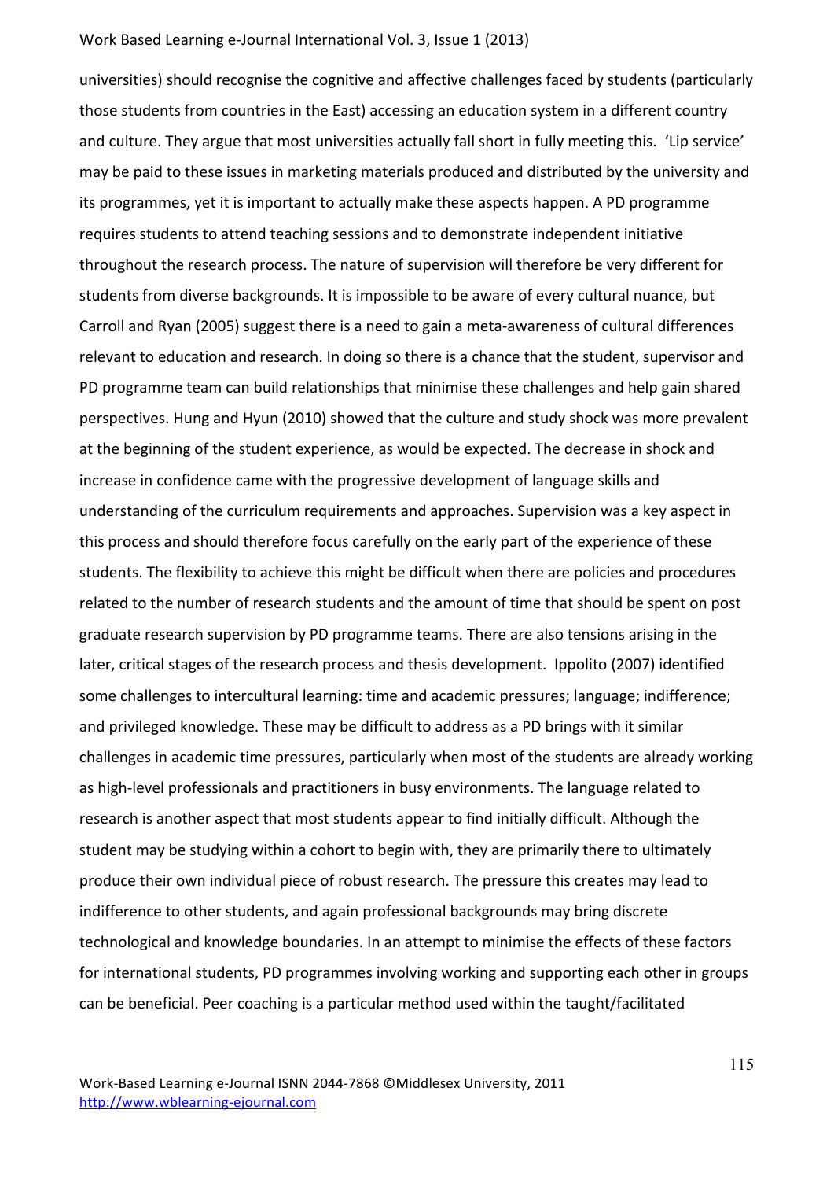universities) should recognise the cognitive and affective challenges faced by students (particularly those students from countries in the East) accessing an education system in a different country and culture. They argue that most universities actually fall short in fully meeting this. 'Lip service' may be paid to these issues in marketing materials produced and distributed by the university and its programmes, yet it is important to actually make these aspects happen. A PD programme requires students to attend teaching sessions and to demonstrate independent initiative throughout the research process. The nature of supervision will therefore be very different for students from diverse backgrounds. It is impossible to be aware of every cultural nuance, but Carroll and Ryan (2005) suggest there is a need to gain a meta-awareness of cultural differences relevant to education and research. In doing so there is a chance that the student, supervisor and PD programme team can build relationships that minimise these challenges and help gain shared perspectives. Hung and Hyun (2010) showed that the culture and study shock was more prevalent at the beginning of the student experience, as would be expected. The decrease in shock and increase in confidence came with the progressive development of language skills and understanding of the curriculum requirements and approaches. Supervision was a key aspect in this process and should therefore focus carefully on the early part of the experience of these students. The flexibility to achieve this might be difficult when there are policies and procedures related to the number of research students and the amount of time that should be spent on post graduate research supervision by PD programme teams. There are also tensions arising in the later, critical stages of the research process and thesis development. Ippolito (2007) identified some challenges to intercultural learning: time and academic pressures; language; indifference; and privileged knowledge. These may be difficult to address as a PD brings with it similar challenges in academic time pressures, particularly when most of the students are already working as high-level professionals and practitioners in busy environments. The language related to research is another aspect that most students appear to find initially difficult. Although the student may be studying within a cohort to begin with, they are primarily there to ultimately produce their own individual piece of robust research. The pressure this creates may lead to indifference to other students, and again professional backgrounds may bring discrete technological and knowledge boundaries. In an attempt to minimise the effects of these factors for international students, PD programmes involving working and supporting each other in groups can be beneficial. Peer coaching is a particular method used within the taught/facilitated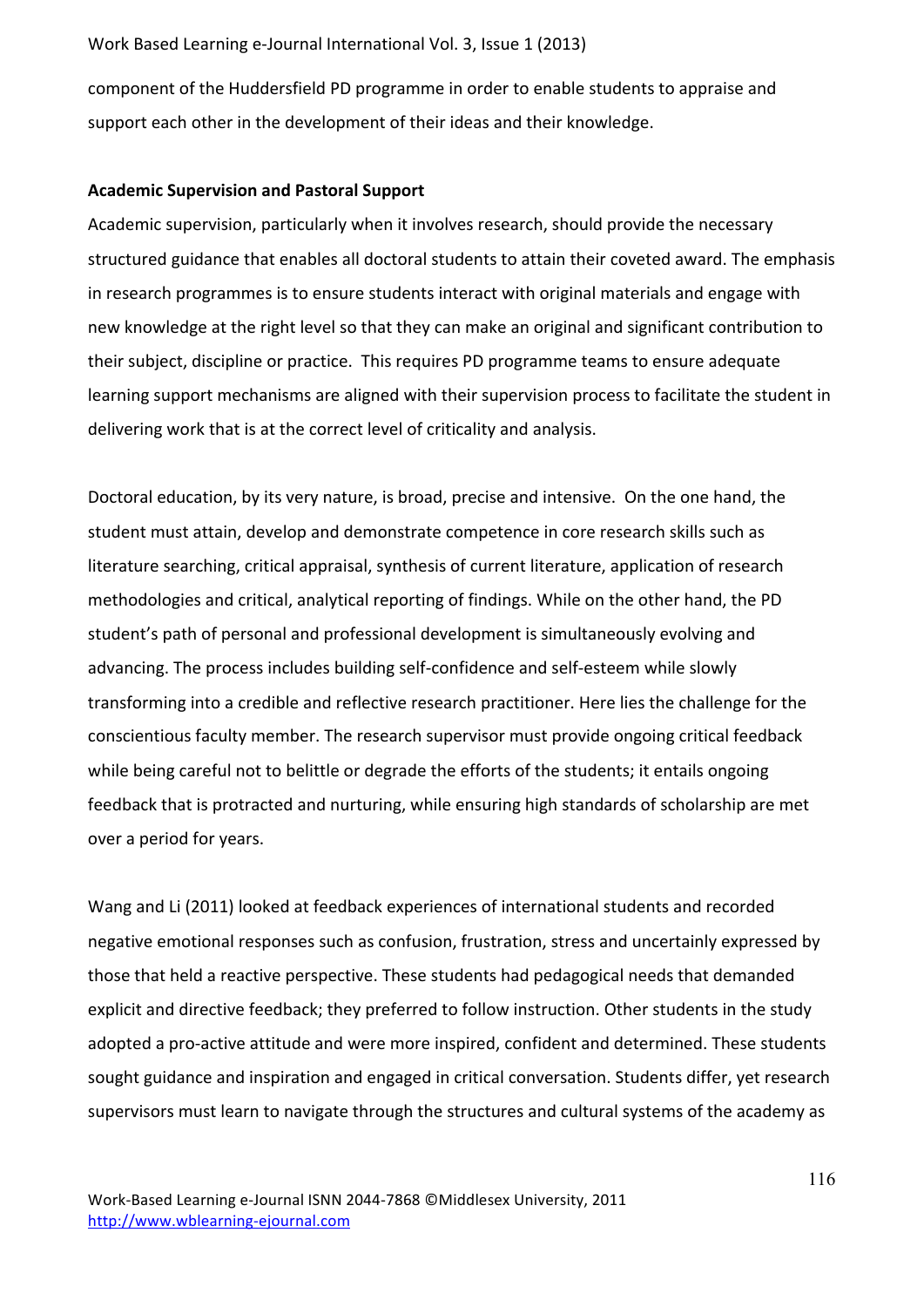component of the Huddersfield PD programme in order to enable students to appraise and support each other in the development of their ideas and their knowledge.

**Academic Supervision and Pastoral Support**

Academic supervision, particularly when it involves research, should provide the necessary structured guidance that enables all doctoral students to attain their coveted award. The emphasis in research programmes is to ensure students interact with original materials and engage with new knowledge at the right level so that they can make an original and significant contribution to their subject, discipline or practice. This requires PD programme teams to ensure adequate learning support mechanisms are aligned with their supervision process to facilitate the student in delivering work that is at the correct level of criticality and analysis.

Doctoral education, by its very nature, is broad, precise and intensive. On the one hand, the student must attain, develop and demonstrate competence in core research skills such as literature searching, critical appraisal, synthesis of current literature, application of research methodologies and critical, analytical reporting of findings. While on the other hand, the PD student's path of personal and professional development is simultaneously evolving and advancing. The process includes building self-confidence and self-esteem while slowly transforming into a credible and reflective research practitioner. Here lies the challenge for the conscientious faculty member. The research supervisor must provide ongoing critical feedback while being careful not to belittle or degrade the efforts of the students; it entails ongoing feedback that is protracted and nurturing, while ensuring high standards of scholarship are met over a period for years.

Wang and Li (2011) looked at feedback experiences of international students and recorded negative emotional responses such as confusion, frustration, stress and uncertainly expressed by those that held a reactive perspective. These students had pedagogical needs that demanded explicit and directive feedback; they preferred to follow instruction. Other students in the study adopted a pro-active attitude and were more inspired, confident and determined. These students sought guidance and inspiration and engaged in critical conversation. Students differ, yet research supervisors must learn to navigate through the structures and cultural systems of the academy as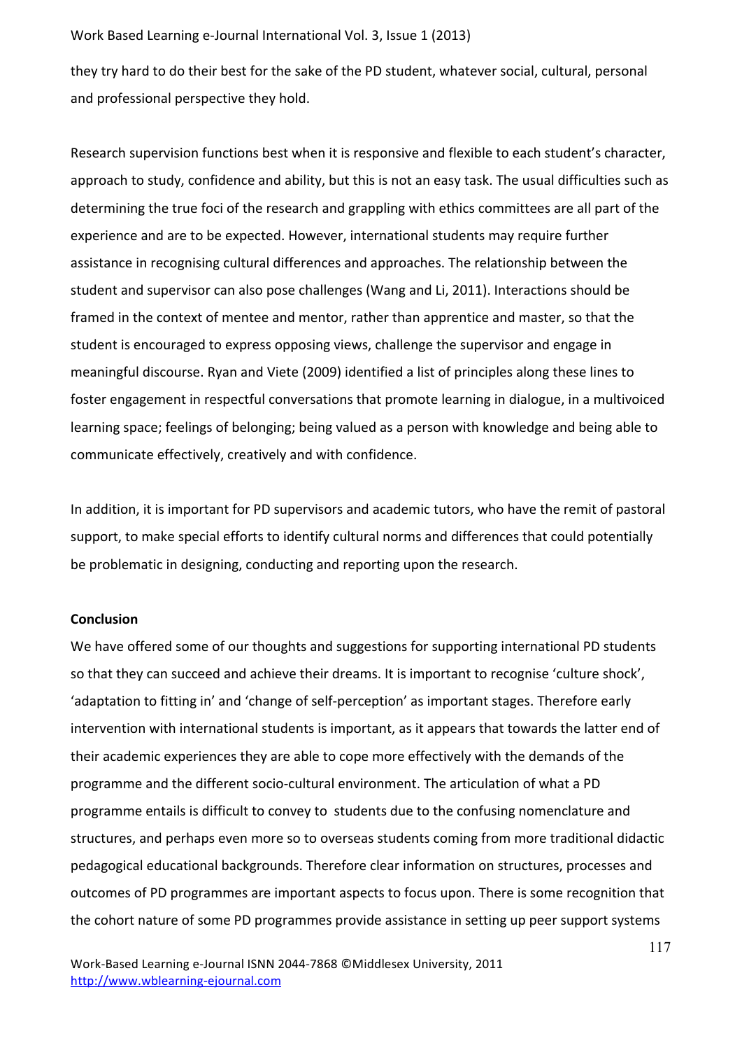they try hard to do their best for the sake of the PD student, whatever social, cultural, personal and professional perspective they hold.

Research supervision functions best when it is responsive and flexible to each student's character, approach to study, confidence and ability, but this is not an easy task. The usual difficulties such as determining the true foci of the research and grappling with ethics committees are all part of the experience and are to be expected. However, international students may require further assistance in recognising cultural differences and approaches. The relationship between the student and supervisor can also pose challenges (Wang and Li, 2011). Interactions should be framed in the context of mentee and mentor, rather than apprentice and master, so that the student is encouraged to express opposing views, challenge the supervisor and engage in meaningful discourse. Ryan and Viete (2009) identified a list of principles along these lines to foster engagement in respectful conversations that promote learning in dialogue, in a multivoiced learning space; feelings of belonging; being valued as a person with knowledge and being able to communicate effectively, creatively and with confidence.

In addition, it is important for PD supervisors and academic tutors, who have the remit of pastoral support, to make special efforts to identify cultural norms and differences that could potentially be problematic in designing, conducting and reporting upon the research.

**Conclusion**

We have offered some of our thoughts and suggestions for supporting international PD students so that they can succeed and achieve their dreams. It is important to recognise 'culture shock', 'adaptation to fitting in' and 'change of self-perception' as important stages. Therefore early intervention with international students is important, as it appears that towards the latter end of their academic experiences they are able to cope more effectively with the demands of the programme and the different socio-cultural environment. The articulation of what a PD programme entails is difficult to convey to students due to the confusing nomenclature and structures, and perhaps even more so to overseas students coming from more traditional didactic pedagogical educational backgrounds. Therefore clear information on structures, processes and outcomes of PD programmes are important aspects to focus upon. There is some recognition that the cohort nature of some PD programmes provide assistance in setting up peer support systems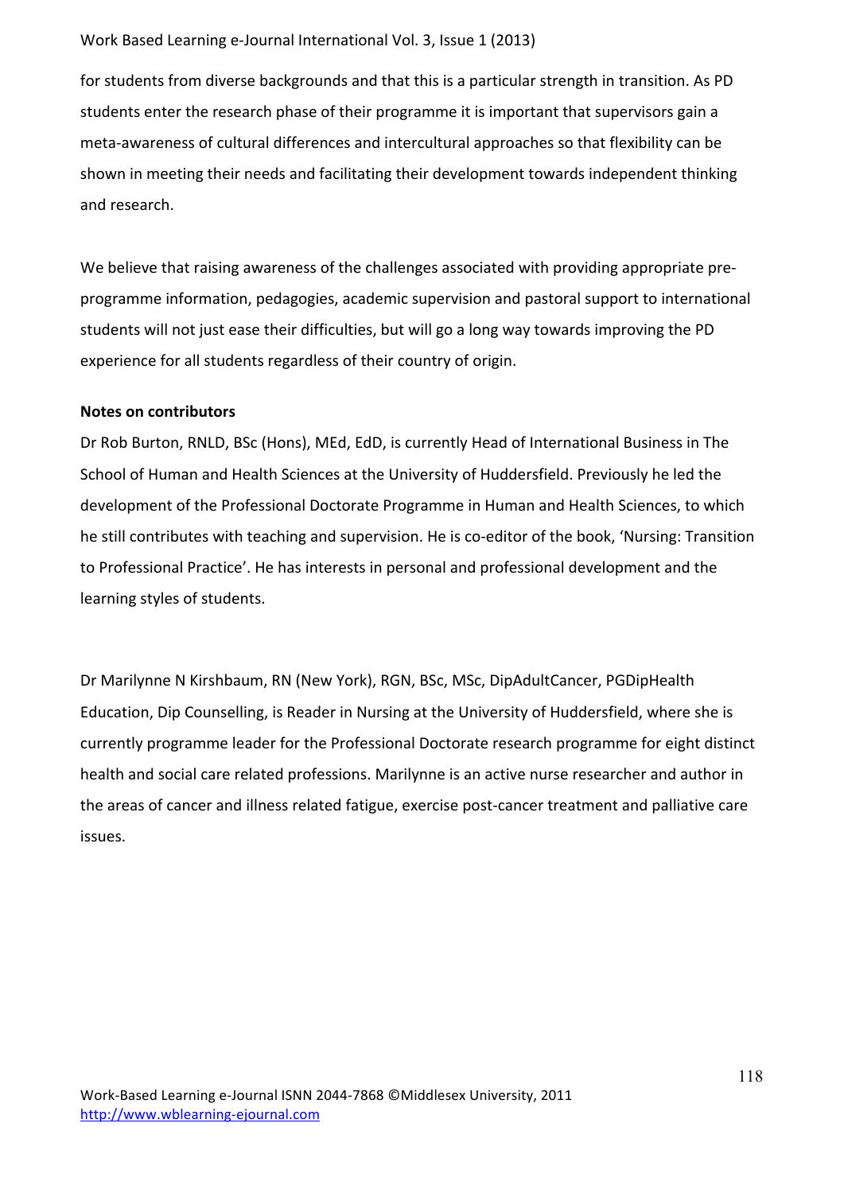for students from diverse backgrounds and that this is a particular strength in transition. As PD students enter the research phase of their programme it is important that supervisors gain a meta-awareness of cultural differences and intercultural approaches so that flexibility can be shown in meeting their needs and facilitating their development towards independent thinking and research.

We believe that raising awareness of the challenges associated with providing appropriate pre-programme information, pedagogies, academic supervision and pastoral support to international students will not just ease their difficulties, but will go a long way towards improving the PD experience for all students regardless of their country of origin.

**Notes on contributors**

Dr Rob Burton, RNLD, BSc (Hons), MEd, EdD, is currently Head of International Business in The School of Human and Health Sciences at the University of Huddersfield. Previously he led the development of the Professional Doctorate Programme in Human and Health Sciences, to which he still contributes with teaching and supervision. He is co-editor of the book, 'Nursing: Transition to Professional Practice'. He has interests in personal and professional development and the learning styles of students.

Dr Marilynne N Kirshbaum, RN (New York), RGN, BSc, MSc, DipAdultCancer, PGDipHealth Education, Dip Counselling, is Reader in Nursing at the University of Huddersfield, where she is currently programme leader for the Professional Doctorate research programme for eight distinct health and social care related professions. Marilynne is an active nurse researcher and author in the areas of cancer and illness related fatigue, exercise post-cancer treatment and palliative care issues.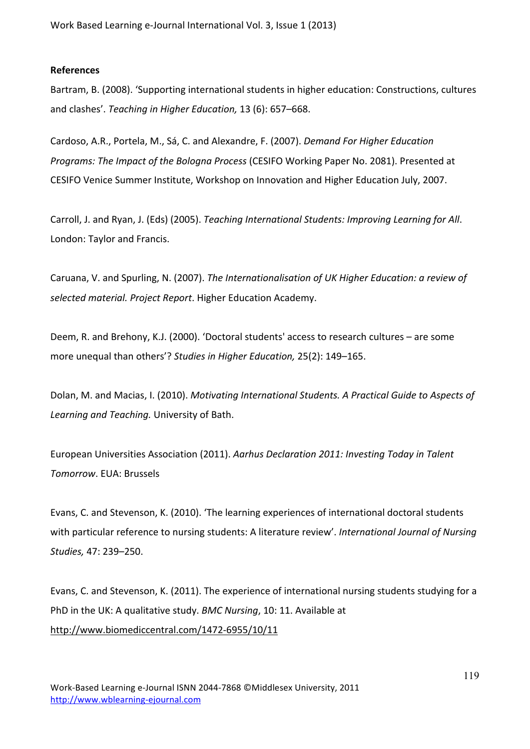**References**

Bartram, B. (2008). 'Supporting international students in higher education: Constructions, cultures and clashes'. *Teaching in Higher Education,* 13 (6): 657–668.

Cardoso, A.R., Portela, M., Sá, C. and Alexandre, F. (2007). *Demand For Higher Education Programs: The Impact of the Bologna Process* (CESIFO Working Paper No. 2081). Presented at CESIFO Venice Summer Institute, Workshop on Innovation and Higher Education July, 2007.

Carroll, J. and Ryan, J. (Eds) (2005). *Teaching International Students: Improving Learning for All*. London: Taylor and Francis.

Caruana, V. and Spurling, N. (2007). *The Internationalisation of UK Higher Education: a review of selected material. Project Report*. Higher Education Academy.

Deem, R. and Brehony, K.J. (2000). 'Doctoral students' access to research cultures – are some more unequal than others'? *Studies in Higher Education,* 25(2): 149–165.

Dolan, M. and Macias, I. (2010). *Motivating International Students. A Practical Guide to Aspects of Learning and Teaching.* University of Bath.

European Universities Association (2011). *Aarhus Declaration 2011: Investing Today in Talent Tomorrow*. EUA: Brussels

Evans, C. and Stevenson, K. (2010). 'The learning experiences of international doctoral students with particular reference to nursing students: A literature review'. *International Journal of Nursing Studies,* 47: 239–250.

Evans, C. and Stevenson, K. (2011). The experience of international nursing students studying for a PhD in the UK: A qualitative study. *BMC Nursing*, 10: 11. Available at http://www.biomediccentral.com/1472-6955/10/11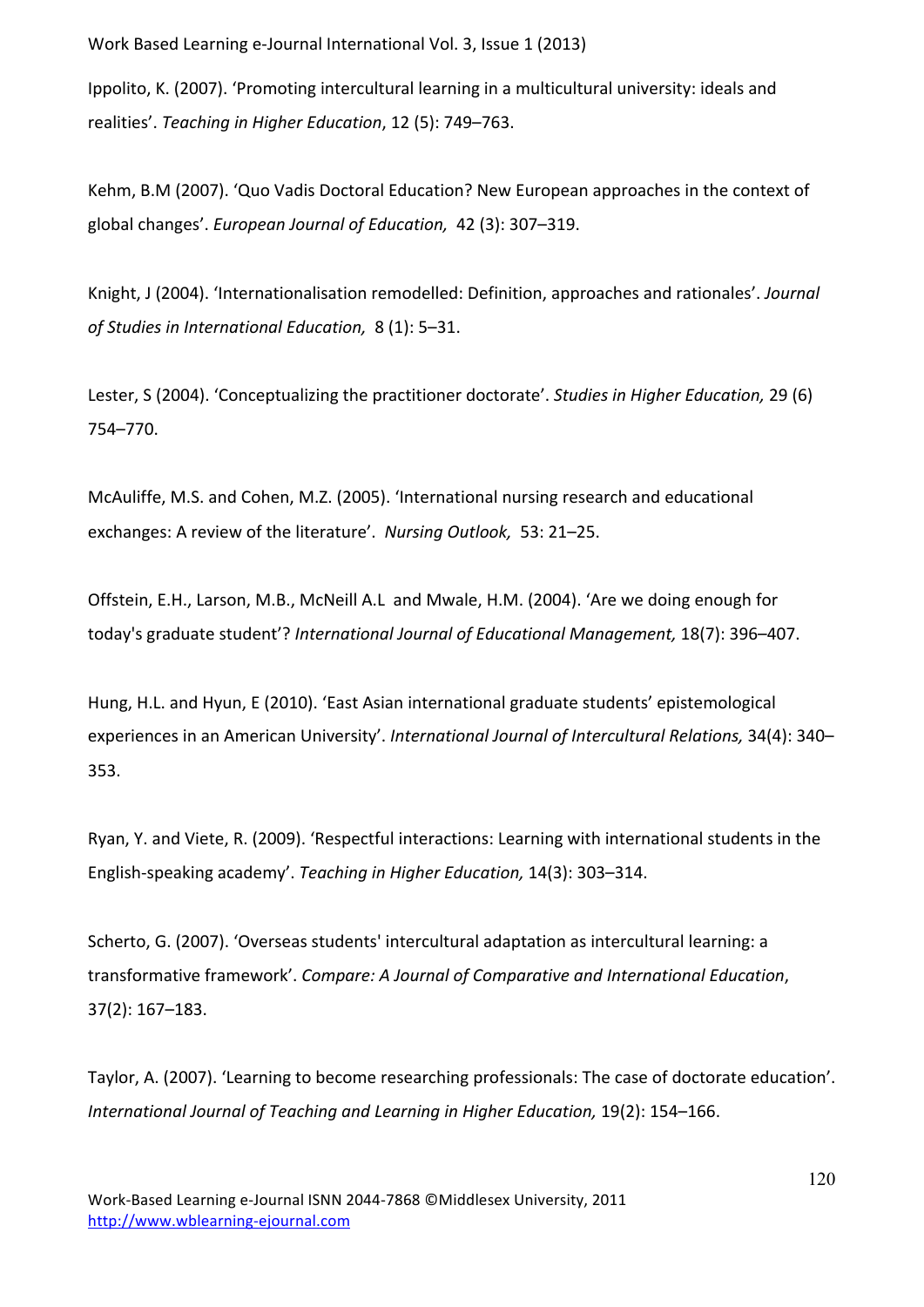Ippolito, K. (2007). 'Promoting intercultural learning in a multicultural university: ideals and realities'. *Teaching in Higher Education*, 12 (5): 749–763.

Kehm, B.M (2007). 'Quo Vadis Doctoral Education? New European approaches in the context of global changes'. *European Journal of Education,* 42 (3): 307–319.

Knight, J (2004). 'Internationalisation remodelled: Definition, approaches and rationales'. *Journal of Studies in International Education,* 8 (1): 5–31.

Lester, S (2004). 'Conceptualizing the practitioner doctorate'. *Studies in Higher Education,* 29 (6) 754–770.

McAuliffe, M.S. and Cohen, M.Z. (2005). 'International nursing research and educational exchanges: A review of the literature'. *Nursing Outlook,* 53: 21–25.

Offstein, E.H., Larson, M.B., McNeill A.L and Mwale, H.M. (2004). 'Are we doing enough for today's graduate student'? *International Journal of Educational Management,* 18(7): 396–407.

Hung, H.L. and Hyun, E (2010). 'East Asian international graduate students' epistemological experiences in an American University'. *International Journal of Intercultural Relations,* 34(4): 340–353.

Ryan, Y. and Viete, R. (2009). 'Respectful interactions: Learning with international students in the English-speaking academy'. *Teaching in Higher Education,* 14(3): 303–314.

Scherto, G. (2007). 'Overseas students' intercultural adaptation as intercultural learning: a transformative framework'. *Compare: A Journal of Comparative and International Education*, 37(2): 167–183.

Taylor, A. (2007). 'Learning to become researching professionals: The case of doctorate education'. *International Journal of Teaching and Learning in Higher Education,* 19(2): 154–166.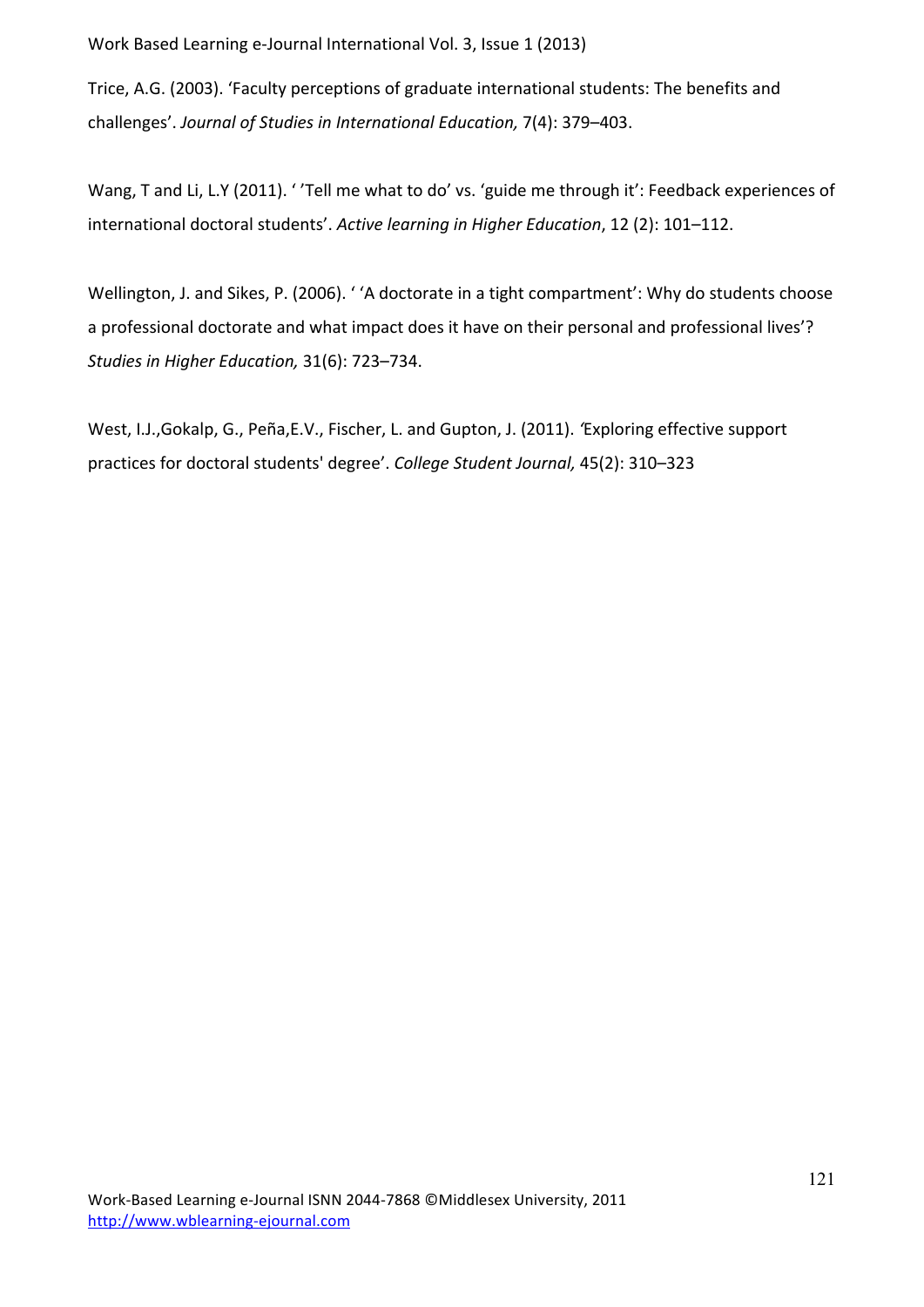Trice, A.G. (2003). 'Faculty perceptions of graduate international students: The benefits and challenges'. *Journal of Studies in International Education,* 7(4): 379–403.

Wang, T and Li, L.Y (2011). ' 'Tell me what to do' vs. 'guide me through it': Feedback experiences of international doctoral students'. *Active learning in Higher Education*, 12 (2): 101–112.

Wellington, J. and Sikes, P. (2006). ' 'A doctorate in a tight compartment': Why do students choose a professional doctorate and what impact does it have on their personal and professional lives'? *Studies in Higher Education,* 31(6): 723–734.

West, I.J.,Gokalp, G., Peña,E.V., Fischer, L. and Gupton, J. (2011). 'Exploring effective support practices for doctoral students' degree'. *College Student Journal,* 45(2): 310–323